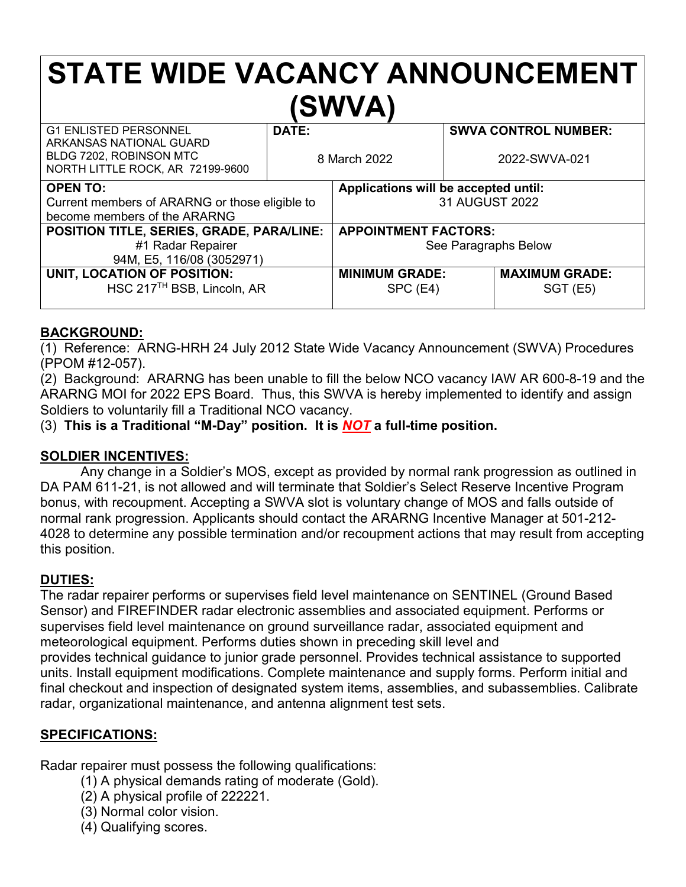# STATE WIDE VACANCY ANNOUNCEMENT (SWVA)

| G1 ENLISTED PERSONNEL ARKANSAS NATIONAL GUARD BLDG 7202, ROBINSON MTC NORTH LITTLE ROCK, AR 72199-9600 | **DATE:** 8 March 2022 | **SWVA CONTROL NUMBER:** 2022-SWVA-021 |
|---|---|---|

| **OPEN TO:** Current members of ARARNG or those eligible to become members of the ARARNG | **Applications will be accepted until:** 31 AUGUST 2022 | |
|---|---|---|
| **POSITION TITLE, SERIES, GRADE, PARA/LINE:** #1 Radar Repairer 94M, E5, 116/08 (3052971) | **APPOINTMENT FACTORS:** See Paragraphs Below | |
| **UNIT, LOCATION OF POSITION:** HSC 217TH BSB, Lincoln, AR | **MINIMUM GRADE:** SPC (E4) | **MAXIMUM GRADE:** SGT (E5) |

## BACKGROUND:

(1) Reference: ARNG-HRH 24 July 2012 State Wide Vacancy Announcement (SWVA) Procedures (PPOM #12-057).

(2) Background: ARARNG has been unable to fill the below NCO vacancy IAW AR 600-8-19 and the ARARNG MOI for 2022 EPS Board. Thus, this SWVA is hereby implemented to identify and assign Soldiers to voluntarily fill a Traditional NCO vacancy.

(3) **This is a Traditional "M-Day" position. It is _NOT_ a full-time position.**

## SOLDIER INCENTIVES:

Any change in a Soldier's MOS, except as provided by normal rank progression as outlined in DA PAM 611-21, is not allowed and will terminate that Soldier's Select Reserve Incentive Program bonus, with recoupment. Accepting a SWVA slot is voluntary change of MOS and falls outside of normal rank progression. Applicants should contact the ARARNG Incentive Manager at 501-212-4028 to determine any possible termination and/or recoupment actions that may result from accepting this position.

## DUTIES:

The radar repairer performs or supervises field level maintenance on SENTINEL (Ground Based Sensor) and FIREFINDER radar electronic assemblies and associated equipment. Performs or supervises field level maintenance on ground surveillance radar, associated equipment and meteorological equipment. Performs duties shown in preceding skill level and provides technical guidance to junior grade personnel. Provides technical assistance to supported units. Install equipment modifications. Complete maintenance and supply forms. Perform initial and final checkout and inspection of designated system items, assemblies, and subassemblies. Calibrate radar, organizational maintenance, and antenna alignment test sets.

## SPECIFICATIONS:

Radar repairer must possess the following qualifications:

(1) A physical demands rating of moderate (Gold).
(2) A physical profile of 222221.
(3) Normal color vision.
(4) Qualifying scores.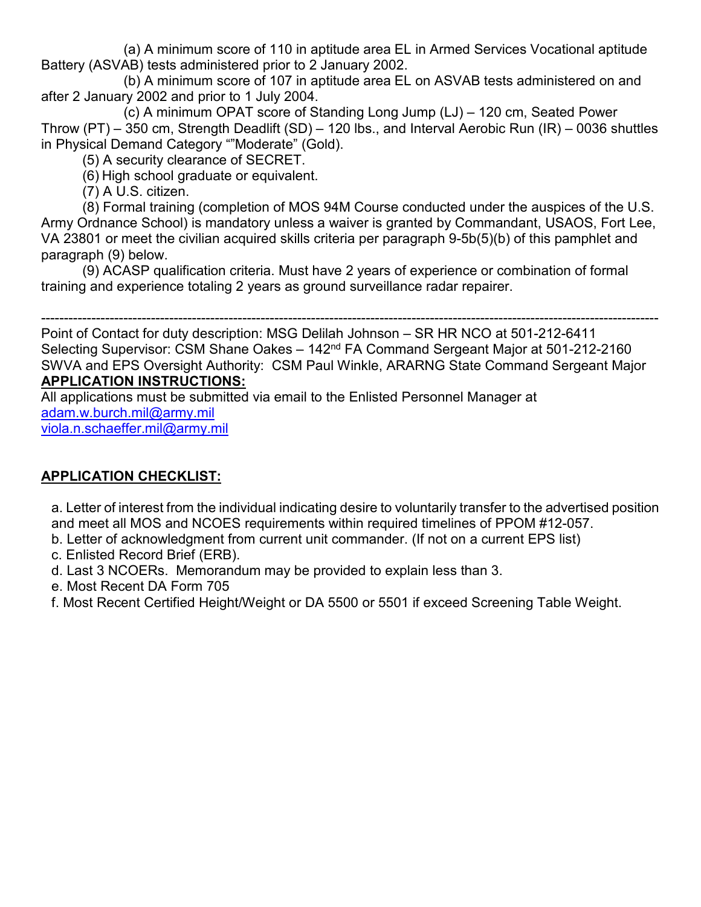(a) A minimum score of 110 in aptitude area EL in Armed Services Vocational aptitude Battery (ASVAB) tests administered prior to 2 January 2002.

(b) A minimum score of 107 in aptitude area EL on ASVAB tests administered on and after 2 January 2002 and prior to 1 July 2004.

(c) A minimum OPAT score of Standing Long Jump (LJ) – 120 cm, Seated Power Throw (PT) – 350 cm, Strength Deadlift (SD) – 120 lbs., and Interval Aerobic Run (IR) – 0036 shuttles in Physical Demand Category ""Moderate" (Gold).

(5) A security clearance of SECRET.

(6) High school graduate or equivalent.

(7) A U.S. citizen.

(8) Formal training (completion of MOS 94M Course conducted under the auspices of the U.S. Army Ordnance School) is mandatory unless a waiver is granted by Commandant, USAOS, Fort Lee, VA 23801 or meet the civilian acquired skills criteria per paragraph 9-5b(5)(b) of this pamphlet and paragraph (9) below.

(9) ACASP qualification criteria. Must have 2 years of experience or combination of formal training and experience totaling 2 years as ground surveillance radar repairer.

---

Point of Contact for duty description: MSG Delilah Johnson – SR HR NCO at 501-212-6411
Selecting Supervisor: CSM Shane Oakes – 142nd FA Command Sergeant Major at 501-212-2160
SWVA and EPS Oversight Authority: CSM Paul Winkle, ARARNG State Command Sergeant Major

**APPLICATION INSTRUCTIONS:**

All applications must be submitted via email to the Enlisted Personnel Manager at
adam.w.burch.mil@army.mil
viola.n.schaeffer.mil@army.mil

**APPLICATION CHECKLIST:**

a. Letter of interest from the individual indicating desire to voluntarily transfer to the advertised position and meet all MOS and NCOES requirements within required timelines of PPOM #12-057.
b. Letter of acknowledgment from current unit commander. (If not on a current EPS list)
c. Enlisted Record Brief (ERB).
d. Last 3 NCOERs. Memorandum may be provided to explain less than 3.
e. Most Recent DA Form 705
f. Most Recent Certified Height/Weight or DA 5500 or 5501 if exceed Screening Table Weight.